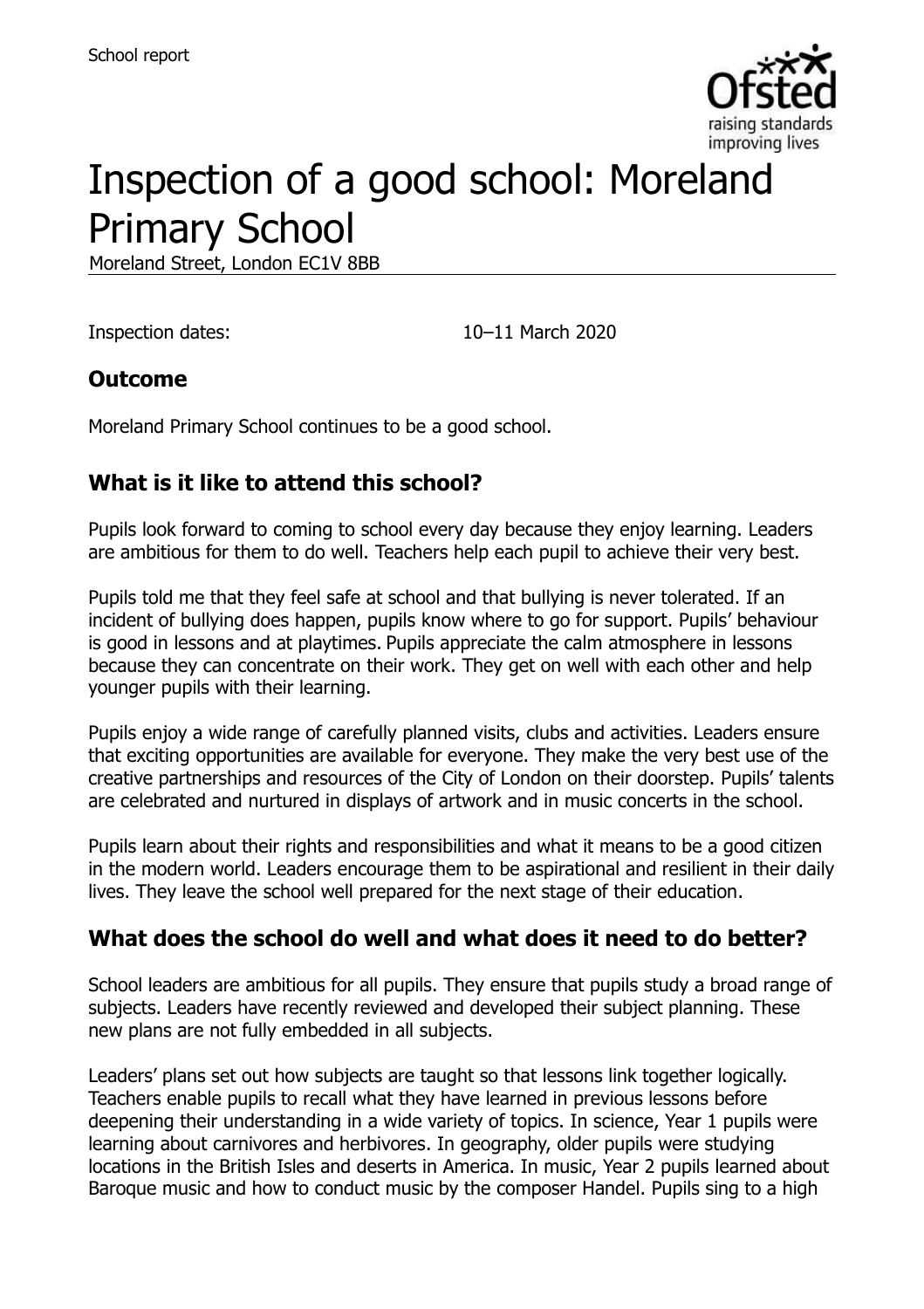School report

# Inspection of a good school: Moreland Primary School

Moreland Street, London EC1V 8BB

Inspection dates: 10–11 March 2020

## Outcome

Moreland Primary School continues to be a good school.

## What is it like to attend this school?

Pupils look forward to coming to school every day because they enjoy learning. Leaders are ambitious for them to do well. Teachers help each pupil to achieve their very best.

Pupils told me that they feel safe at school and that bullying is never tolerated. If an incident of bullying does happen, pupils know where to go for support. Pupils' behaviour is good in lessons and at playtimes. Pupils appreciate the calm atmosphere in lessons because they can concentrate on their work. They get on well with each other and help younger pupils with their learning.

Pupils enjoy a wide range of carefully planned visits, clubs and activities. Leaders ensure that exciting opportunities are available for everyone. They make the very best use of the creative partnerships and resources of the City of London on their doorstep. Pupils' talents are celebrated and nurtured in displays of artwork and in music concerts in the school.

Pupils learn about their rights and responsibilities and what it means to be a good citizen in the modern world. Leaders encourage them to be aspirational and resilient in their daily lives. They leave the school well prepared for the next stage of their education.

## What does the school do well and what does it need to do better?

School leaders are ambitious for all pupils. They ensure that pupils study a broad range of subjects. Leaders have recently reviewed and developed their subject planning. These new plans are not fully embedded in all subjects.

Leaders' plans set out how subjects are taught so that lessons link together logically. Teachers enable pupils to recall what they have learned in previous lessons before deepening their understanding in a wide variety of topics. In science, Year 1 pupils were learning about carnivores and herbivores. In geography, older pupils were studying locations in the British Isles and deserts in America. In music, Year 2 pupils learned about Baroque music and how to conduct music by the composer Handel. Pupils sing to a high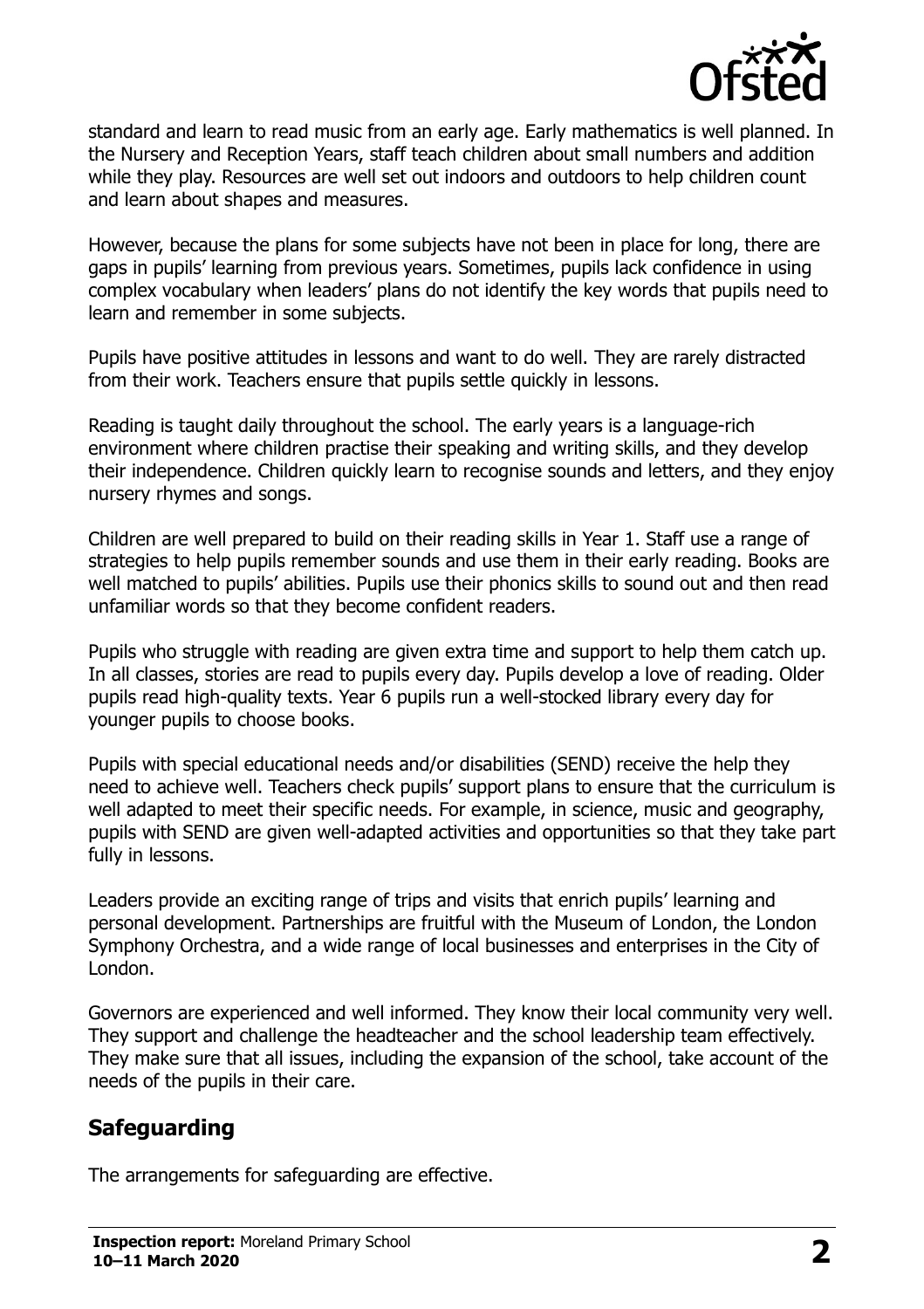standard and learn to read music from an early age. Early mathematics is well planned. In the Nursery and Reception Years, staff teach children about small numbers and addition while they play. Resources are well set out indoors and outdoors to help children count and learn about shapes and measures.

However, because the plans for some subjects have not been in place for long, there are gaps in pupils' learning from previous years. Sometimes, pupils lack confidence in using complex vocabulary when leaders' plans do not identify the key words that pupils need to learn and remember in some subjects.

Pupils have positive attitudes in lessons and want to do well. They are rarely distracted from their work. Teachers ensure that pupils settle quickly in lessons.

Reading is taught daily throughout the school. The early years is a language-rich environment where children practise their speaking and writing skills, and they develop their independence. Children quickly learn to recognise sounds and letters, and they enjoy nursery rhymes and songs.

Children are well prepared to build on their reading skills in Year 1. Staff use a range of strategies to help pupils remember sounds and use them in their early reading. Books are well matched to pupils' abilities. Pupils use their phonics skills to sound out and then read unfamiliar words so that they become confident readers.

Pupils who struggle with reading are given extra time and support to help them catch up. In all classes, stories are read to pupils every day. Pupils develop a love of reading. Older pupils read high-quality texts. Year 6 pupils run a well-stocked library every day for younger pupils to choose books.

Pupils with special educational needs and/or disabilities (SEND) receive the help they need to achieve well. Teachers check pupils' support plans to ensure that the curriculum is well adapted to meet their specific needs. For example, in science, music and geography, pupils with SEND are given well-adapted activities and opportunities so that they take part fully in lessons.

Leaders provide an exciting range of trips and visits that enrich pupils' learning and personal development. Partnerships are fruitful with the Museum of London, the London Symphony Orchestra, and a wide range of local businesses and enterprises in the City of London.

Governors are experienced and well informed. They know their local community very well. They support and challenge the headteacher and the school leadership team effectively. They make sure that all issues, including the expansion of the school, take account of the needs of the pupils in their care.

## Safeguarding

The arrangements for safeguarding are effective.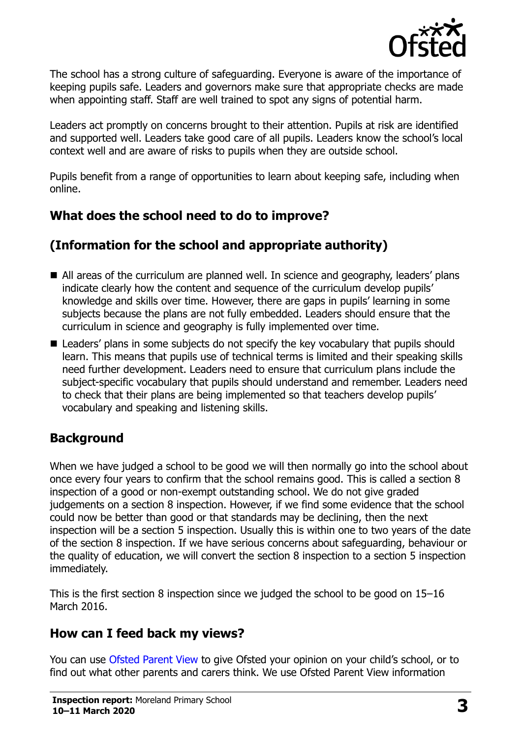The school has a strong culture of safeguarding. Everyone is aware of the importance of keeping pupils safe. Leaders and governors make sure that appropriate checks are made when appointing staff. Staff are well trained to spot any signs of potential harm.

Leaders act promptly on concerns brought to their attention. Pupils at risk are identified and supported well. Leaders take good care of all pupils. Leaders know the school's local context well and are aware of risks to pupils when they are outside school.

Pupils benefit from a range of opportunities to learn about keeping safe, including when online.

## What does the school need to do to improve?

## (Information for the school and appropriate authority)

- All areas of the curriculum are planned well. In science and geography, leaders' plans indicate clearly how the content and sequence of the curriculum develop pupils' knowledge and skills over time. However, there are gaps in pupils' learning in some subjects because the plans are not fully embedded. Leaders should ensure that the curriculum in science and geography is fully implemented over time.
- Leaders' plans in some subjects do not specify the key vocabulary that pupils should learn. This means that pupils use of technical terms is limited and their speaking skills need further development. Leaders need to ensure that curriculum plans include the subject-specific vocabulary that pupils should understand and remember. Leaders need to check that their plans are being implemented so that teachers develop pupils' vocabulary and speaking and listening skills.

## Background

When we have judged a school to be good we will then normally go into the school about once every four years to confirm that the school remains good. This is called a section 8 inspection of a good or non-exempt outstanding school. We do not give graded judgements on a section 8 inspection. However, if we find some evidence that the school could now be better than good or that standards may be declining, then the next inspection will be a section 5 inspection. Usually this is within one to two years of the date of the section 8 inspection. If we have serious concerns about safeguarding, behaviour or the quality of education, we will convert the section 8 inspection to a section 5 inspection immediately.

This is the first section 8 inspection since we judged the school to be good on 15–16 March 2016.

## How can I feed back my views?

You can use Ofsted Parent View to give Ofsted your opinion on your child's school, or to find out what other parents and carers think. We use Ofsted Parent View information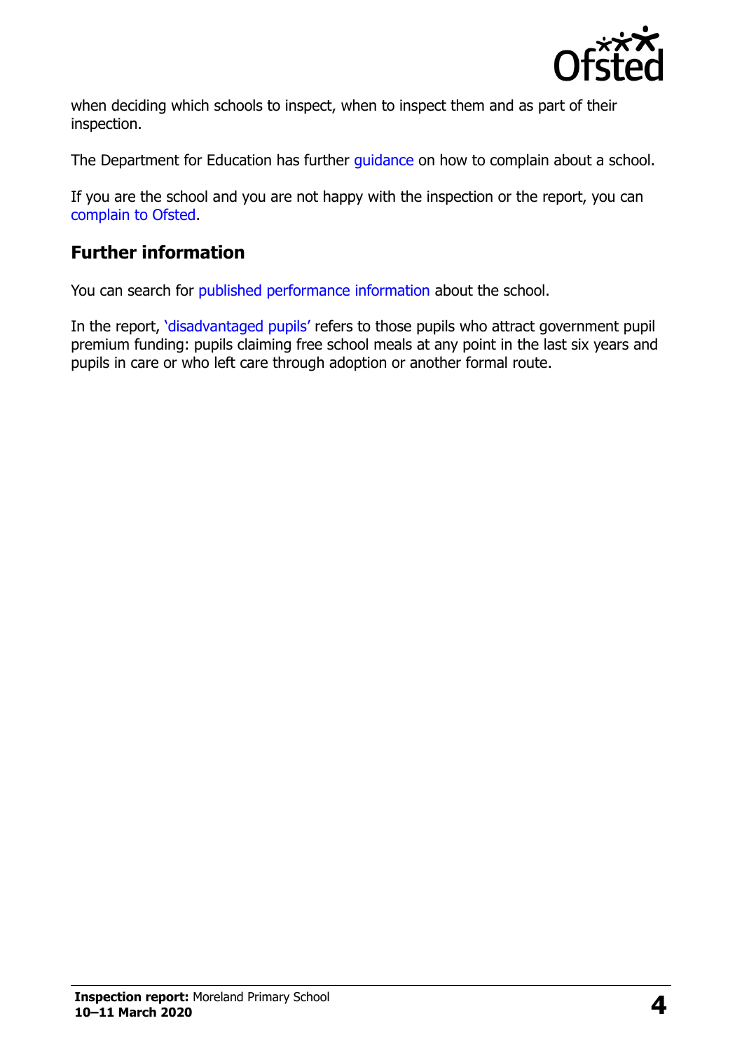when deciding which schools to inspect, when to inspect them and as part of their inspection.

The Department for Education has further guidance on how to complain about a school.

If you are the school and you are not happy with the inspection or the report, you can complain to Ofsted.

## Further information

You can search for published performance information about the school.

In the report, 'disadvantaged pupils' refers to those pupils who attract government pupil premium funding: pupils claiming free school meals at any point in the last six years and pupils in care or who left care through adoption or another formal route.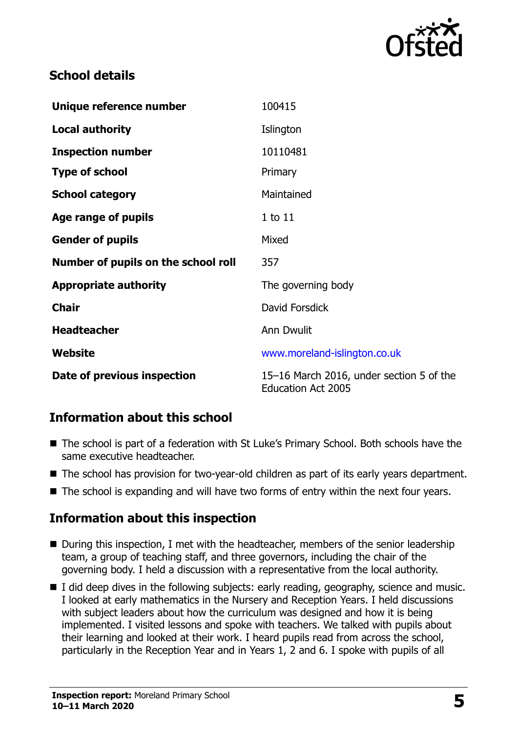## School details

| | |
|---|---|
| **Unique reference number** | 100415 |
| **Local authority** | Islington |
| **Inspection number** | 10110481 |
| **Type of school** | Primary |
| **School category** | Maintained |
| **Age range of pupils** | 1 to 11 |
| **Gender of pupils** | Mixed |
| **Number of pupils on the school roll** | 357 |
| **Appropriate authority** | The governing body |
| **Chair** | David Forsdick |
| **Headteacher** | Ann Dwulit |
| **Website** | www.moreland-islington.co.uk |
| **Date of previous inspection** | 15–16 March 2016, under section 5 of the Education Act 2005 |

## Information about this school

- The school is part of a federation with St Luke's Primary School. Both schools have the same executive headteacher.
- The school has provision for two-year-old children as part of its early years department.
- The school is expanding and will have two forms of entry within the next four years.

## Information about this inspection

- During this inspection, I met with the headteacher, members of the senior leadership team, a group of teaching staff, and three governors, including the chair of the governing body. I held a discussion with a representative from the local authority.
- I did deep dives in the following subjects: early reading, geography, science and music. I looked at early mathematics in the Nursery and Reception Years. I held discussions with subject leaders about how the curriculum was designed and how it is being implemented. I visited lessons and spoke with teachers. We talked with pupils about their learning and looked at their work. I heard pupils read from across the school, particularly in the Reception Year and in Years 1, 2 and 6. I spoke with pupils of all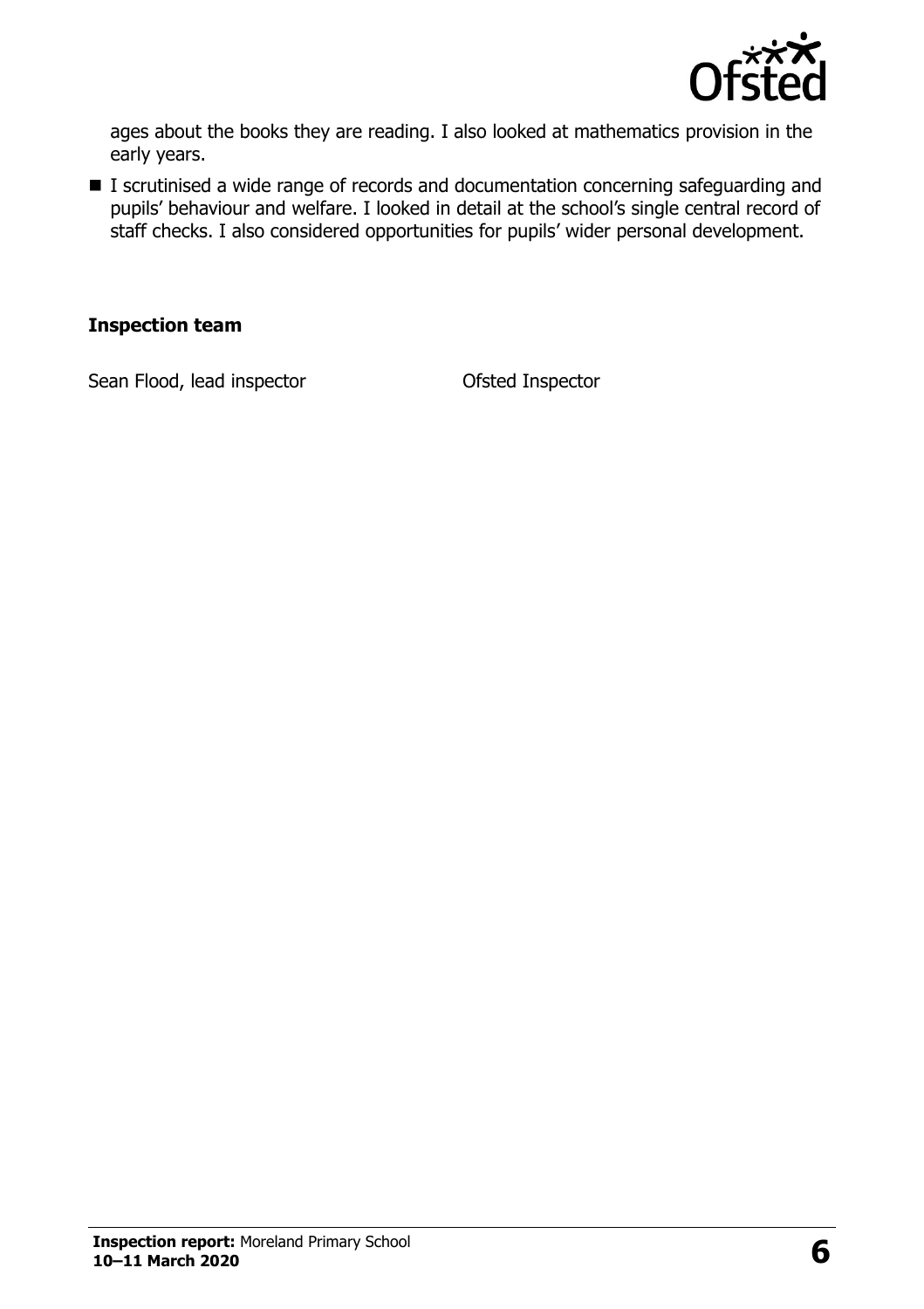ages about the books they are reading. I also looked at mathematics provision in the early years.

- I scrutinised a wide range of records and documentation concerning safeguarding and pupils' behaviour and welfare. I looked in detail at the school's single central record of staff checks. I also considered opportunities for pupils' wider personal development.

**Inspection team**

| | |
|---|---|
| Sean Flood, lead inspector | Ofsted Inspector |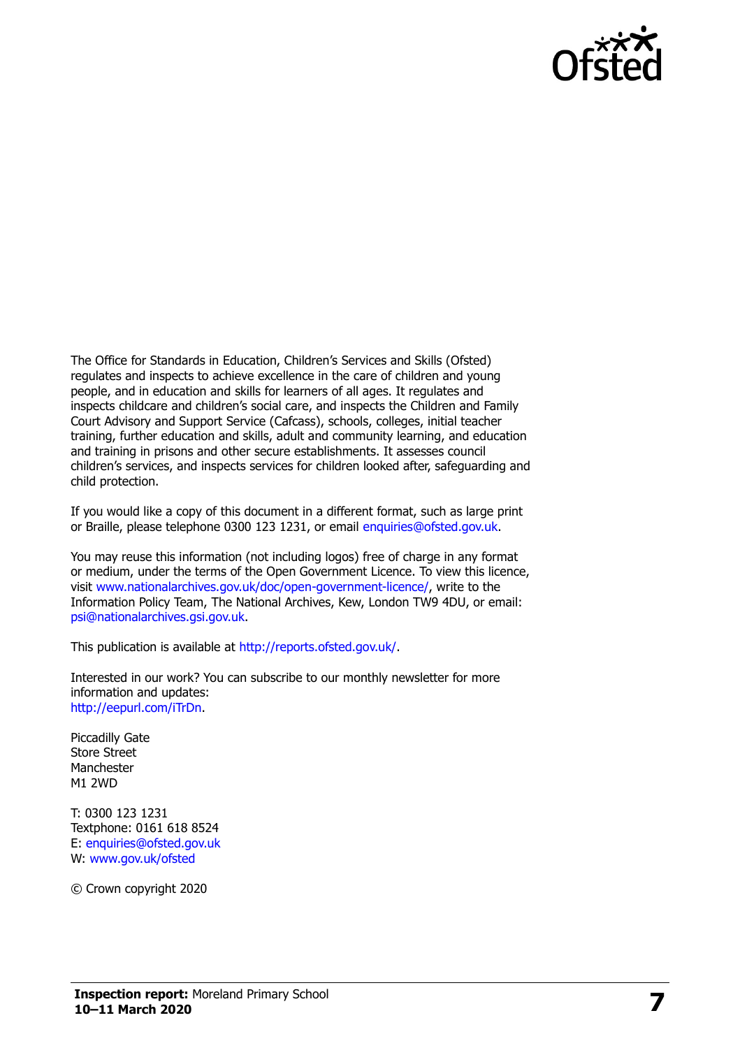The Office for Standards in Education, Children's Services and Skills (Ofsted) regulates and inspects to achieve excellence in the care of children and young people, and in education and skills for learners of all ages. It regulates and inspects childcare and children's social care, and inspects the Children and Family Court Advisory and Support Service (Cafcass), schools, colleges, initial teacher training, further education and skills, adult and community learning, and education and training in prisons and other secure establishments. It assesses council children's services, and inspects services for children looked after, safeguarding and child protection.

If you would like a copy of this document in a different format, such as large print or Braille, please telephone 0300 123 1231, or email enquiries@ofsted.gov.uk.

You may reuse this information (not including logos) free of charge in any format or medium, under the terms of the Open Government Licence. To view this licence, visit www.nationalarchives.gov.uk/doc/open-government-licence/, write to the Information Policy Team, The National Archives, Kew, London TW9 4DU, or email: psi@nationalarchives.gsi.gov.uk.

This publication is available at http://reports.ofsted.gov.uk/.

Interested in our work? You can subscribe to our monthly newsletter for more information and updates: http://eepurl.com/iTrDn.

Piccadilly Gate
Store Street
Manchester
M1 2WD

T: 0300 123 1231
Textphone: 0161 618 8524
E: enquiries@ofsted.gov.uk
W: www.gov.uk/ofsted

© Crown copyright 2020